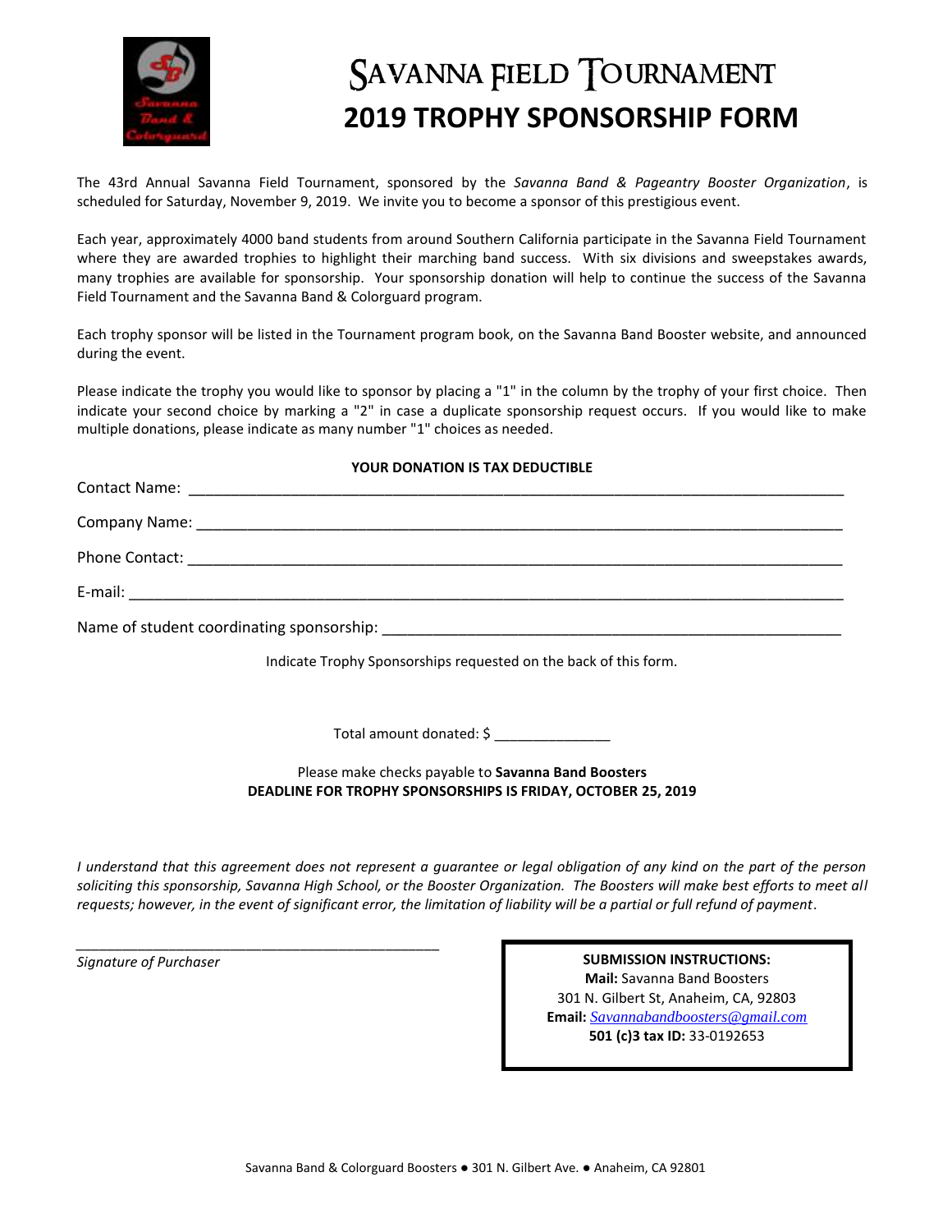# SAVANNA FIELD TOURNAMENT
# 2019 TROPHY SPONSORSHIP FORM

The 43rd Annual Savanna Field Tournament, sponsored by the *Savanna Band & Pageantry Booster Organization*, is scheduled for Saturday, November 9, 2019. We invite you to become a sponsor of this prestigious event.

Each year, approximately 4000 band students from around Southern California participate in the Savanna Field Tournament where they are awarded trophies to highlight their marching band success. With six divisions and sweepstakes awards, many trophies are available for sponsorship. Your sponsorship donation will help to continue the success of the Savanna Field Tournament and the Savanna Band & Colorguard program.

Each trophy sponsor will be listed in the Tournament program book, on the Savanna Band Booster website, and announced during the event.

Please indicate the trophy you would like to sponsor by placing a "1" in the column by the trophy of your first choice. Then indicate your second choice by marking a "2" in case a duplicate sponsorship request occurs. If you would like to make multiple donations, please indicate as many number "1" choices as needed.

**YOUR DONATION IS TAX DEDUCTIBLE**

Contact Name: ______________________________________________

Company Name: ______________________________________________

Phone Contact: ______________________________________________

E-mail: ______________________________________________

Name of student coordinating sponsorship: ______________________________

Indicate Trophy Sponsorships requested on the back of this form.

Total amount donated: $ ______________

Please make checks payable to **Savanna Band Boosters**
**DEADLINE FOR TROPHY SPONSORSHIPS IS FRIDAY, OCTOBER 25, 2019**

*I understand that this agreement does not represent a guarantee or legal obligation of any kind on the part of the person soliciting this sponsorship, Savanna High School, or the Booster Organization. The Boosters will make best efforts to meet all requests; however, in the event of significant error, the limitation of liability will be a partial or full refund of payment.*

______________________________________________
*Signature of Purchaser*

**SUBMISSION INSTRUCTIONS:**
**Mail:** Savanna Band Boosters
301 N. Gilbert St, Anaheim, CA, 92803
**Email:** *Savannabandboosters@gmail.com*
**501 (c)3 tax ID:** 33-0192653

Savanna Band & Colorguard Boosters ● 301 N. Gilbert Ave. ● Anaheim, CA 92801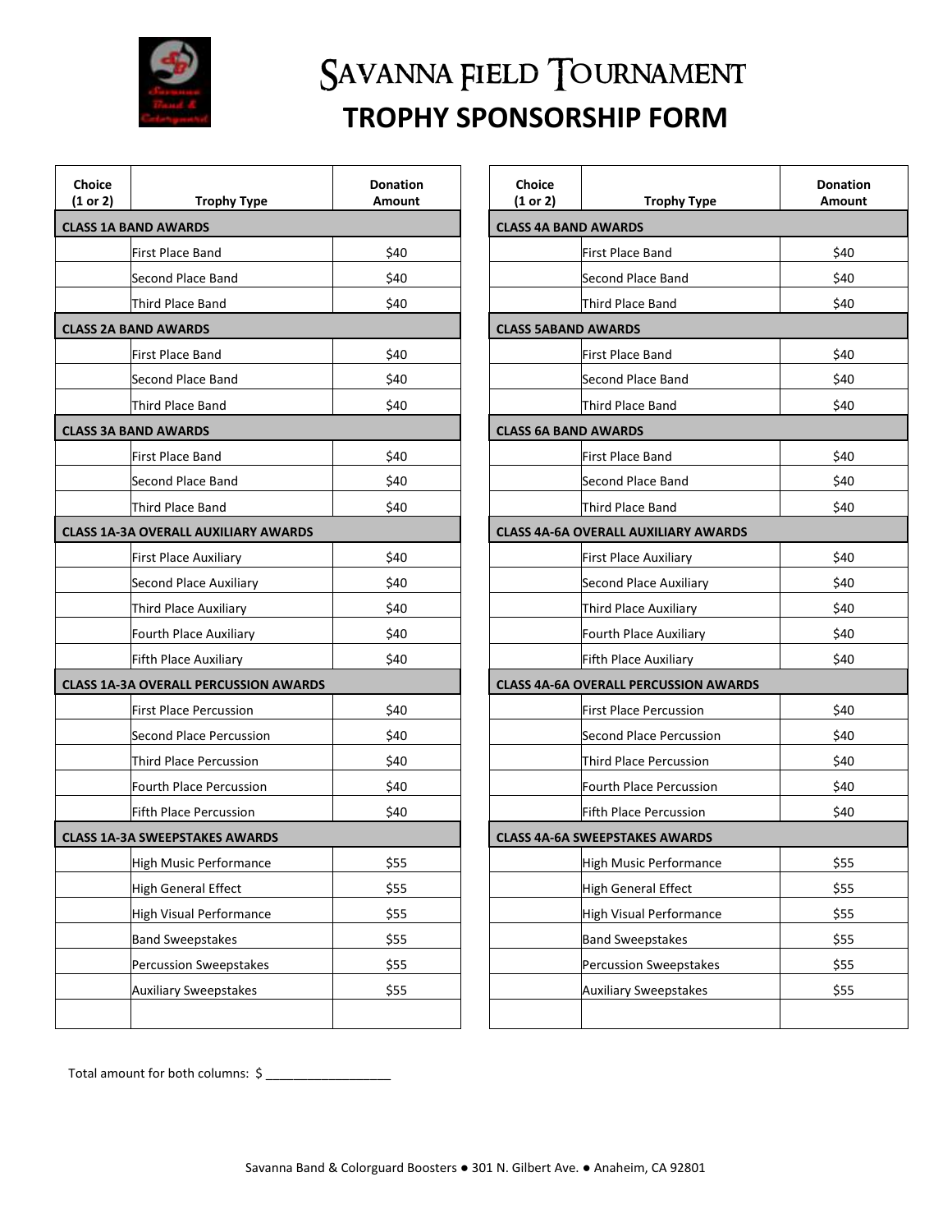# SAVANNA FIELD TOURNAMENT

## TROPHY SPONSORSHIP FORM

| Choice (1 or 2) | Trophy Type | Donation Amount |
|---|---|---|
| **CLASS 1A BAND AWARDS** | | |
| | First Place Band | $40 |
| | Second Place Band | $40 |
| | Third Place Band | $40 |
| **CLASS 2A BAND AWARDS** | | |
| | First Place Band | $40 |
| | Second Place Band | $40 |
| | Third Place Band | $40 |
| **CLASS 3A BAND AWARDS** | | |
| | First Place Band | $40 |
| | Second Place Band | $40 |
| | Third Place Band | $40 |
| **CLASS 1A-3A OVERALL AUXILIARY AWARDS** | | |
| | First Place Auxiliary | $40 |
| | Second Place Auxiliary | $40 |
| | Third Place Auxiliary | $40 |
| | Fourth Place Auxiliary | $40 |
| | Fifth Place Auxiliary | $40 |
| **CLASS 1A-3A OVERALL PERCUSSION AWARDS** | | |
| | First Place Percussion | $40 |
| | Second Place Percussion | $40 |
| | Third Place Percussion | $40 |
| | Fourth Place Percussion | $40 |
| | Fifth Place Percussion | $40 |
| **CLASS 1A-3A SWEEPSTAKES AWARDS** | | |
| | High Music Performance | $55 |
| | High General Effect | $55 |
| | High Visual Performance | $55 |
| | Band Sweepstakes | $55 |
| | Percussion Sweepstakes | $55 |
| | Auxiliary Sweepstakes | $55 |
| | | |

| Choice (1 or 2) | Trophy Type | Donation Amount |
|---|---|---|
| **CLASS 4A BAND AWARDS** | | |
| | First Place Band | $40 |
| | Second Place Band | $40 |
| | Third Place Band | $40 |
| **CLASS 5ABAND AWARDS** | | |
| | First Place Band | $40 |
| | Second Place Band | $40 |
| | Third Place Band | $40 |
| **CLASS 6A BAND AWARDS** | | |
| | First Place Band | $40 |
| | Second Place Band | $40 |
| | Third Place Band | $40 |
| **CLASS 4A-6A OVERALL AUXILIARY AWARDS** | | |
| | First Place Auxiliary | $40 |
| | Second Place Auxiliary | $40 |
| | Third Place Auxiliary | $40 |
| | Fourth Place Auxiliary | $40 |
| | Fifth Place Auxiliary | $40 |
| **CLASS 4A-6A OVERALL PERCUSSION AWARDS** | | |
| | First Place Percussion | $40 |
| | Second Place Percussion | $40 |
| | Third Place Percussion | $40 |
| | Fourth Place Percussion | $40 |
| | Fifth Place Percussion | $40 |
| **CLASS 4A-6A SWEEPSTAKES AWARDS** | | |
| | High Music Performance | $55 |
| | High General Effect | $55 |
| | High Visual Performance | $55 |
| | Band Sweepstakes | $55 |
| | Percussion Sweepstakes | $55 |
| | Auxiliary Sweepstakes | $55 |
| | | |

Total amount for both columns: $ ___________________

Savanna Band & Colorguard Boosters ● 301 N. Gilbert Ave. ● Anaheim, CA 92801